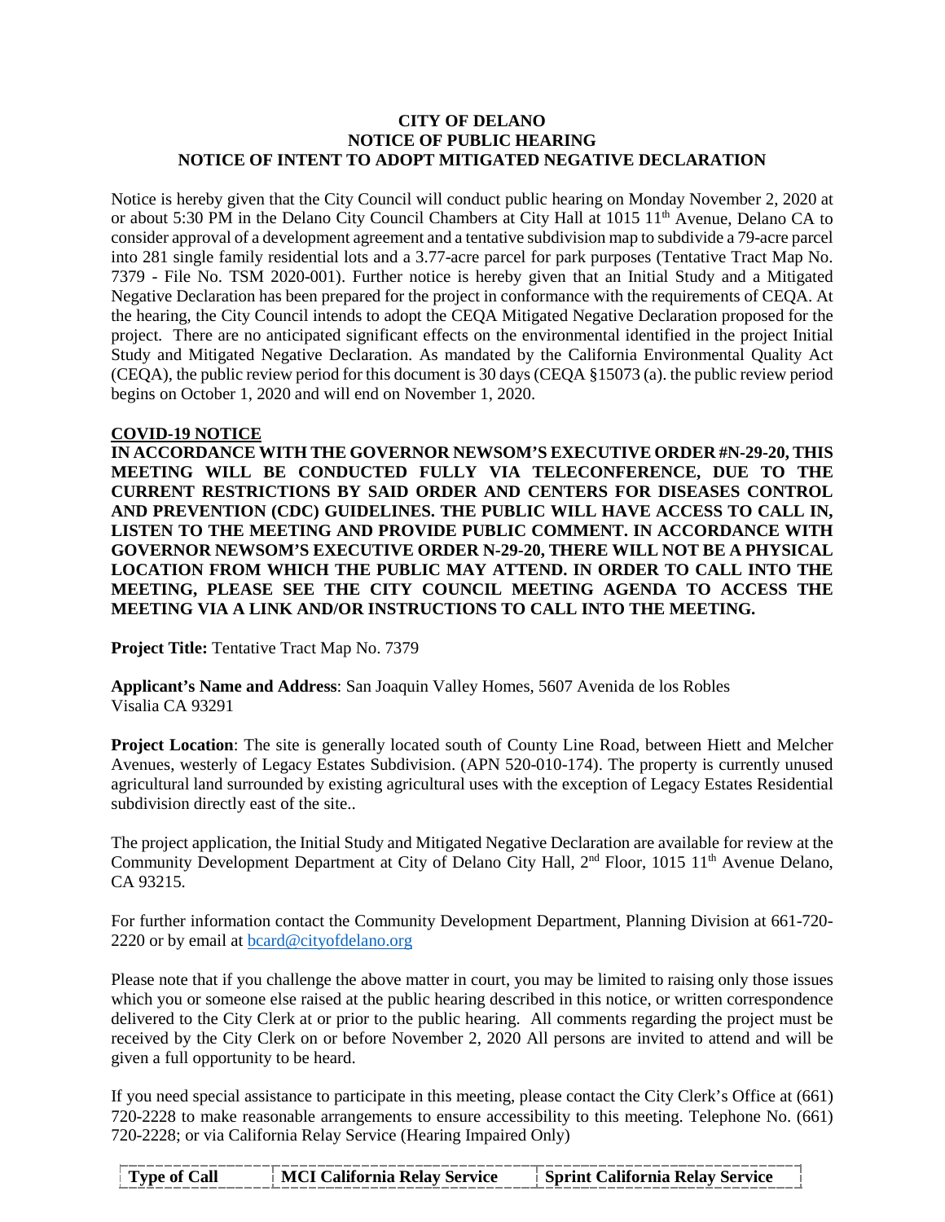**CITY OF DELANO**
**NOTICE OF PUBLIC HEARING**
**NOTICE OF INTENT TO ADOPT MITIGATED NEGATIVE DECLARATION**

Notice is hereby given that the City Council will conduct public hearing on Monday November 2, 2020 at or about 5:30 PM in the Delano City Council Chambers at City Hall at 1015 11th Avenue, Delano CA to consider approval of a development agreement and a tentative subdivision map to subdivide a 79-acre parcel into 281 single family residential lots and a 3.77-acre parcel for park purposes (Tentative Tract Map No. 7379 - File No. TSM 2020-001). Further notice is hereby given that an Initial Study and a Mitigated Negative Declaration has been prepared for the project in conformance with the requirements of CEQA. At the hearing, the City Council intends to adopt the CEQA Mitigated Negative Declaration proposed for the project. There are no anticipated significant effects on the environmental identified in the project Initial Study and Mitigated Negative Declaration. As mandated by the California Environmental Quality Act (CEQA), the public review period for this document is 30 days (CEQA §15073 (a). the public review period begins on October 1, 2020 and will end on November 1, 2020.

**COVID-19 NOTICE**

**IN ACCORDANCE WITH THE GOVERNOR NEWSOM'S EXECUTIVE ORDER #N-29-20, THIS MEETING WILL BE CONDUCTED FULLY VIA TELECONFERENCE, DUE TO THE CURRENT RESTRICTIONS BY SAID ORDER AND CENTERS FOR DISEASES CONTROL AND PREVENTION (CDC) GUIDELINES. THE PUBLIC WILL HAVE ACCESS TO CALL IN, LISTEN TO THE MEETING AND PROVIDE PUBLIC COMMENT. IN ACCORDANCE WITH GOVERNOR NEWSOM'S EXECUTIVE ORDER N-29-20, THERE WILL NOT BE A PHYSICAL LOCATION FROM WHICH THE PUBLIC MAY ATTEND. IN ORDER TO CALL INTO THE MEETING, PLEASE SEE THE CITY COUNCIL MEETING AGENDA TO ACCESS THE MEETING VIA A LINK AND/OR INSTRUCTIONS TO CALL INTO THE MEETING.**

**Project Title:** Tentative Tract Map No. 7379

**Applicant's Name and Address**: San Joaquin Valley Homes, 5607 Avenida de los Robles Visalia CA 93291

**Project Location**: The site is generally located south of County Line Road, between Hiett and Melcher Avenues, westerly of Legacy Estates Subdivision. (APN 520-010-174). The property is currently unused agricultural land surrounded by existing agricultural uses with the exception of Legacy Estates Residential subdivision directly east of the site..

The project application, the Initial Study and Mitigated Negative Declaration are available for review at the Community Development Department at City of Delano City Hall, 2nd Floor, 1015 11th Avenue Delano, CA 93215.

For further information contact the Community Development Department, Planning Division at 661-720-2220 or by email at bcard@cityofdelano.org

Please note that if you challenge the above matter in court, you may be limited to raising only those issues which you or someone else raised at the public hearing described in this notice, or written correspondence delivered to the City Clerk at or prior to the public hearing. All comments regarding the project must be received by the City Clerk on or before November 2, 2020 All persons are invited to attend and will be given a full opportunity to be heard.

If you need special assistance to participate in this meeting, please contact the City Clerk's Office at (661) 720-2228 to make reasonable arrangements to ensure accessibility to this meeting. Telephone No. (661) 720-2228; or via California Relay Service (Hearing Impaired Only)

| Type of Call | MCI California Relay Service | Sprint California Relay Service |
| --- | --- | --- |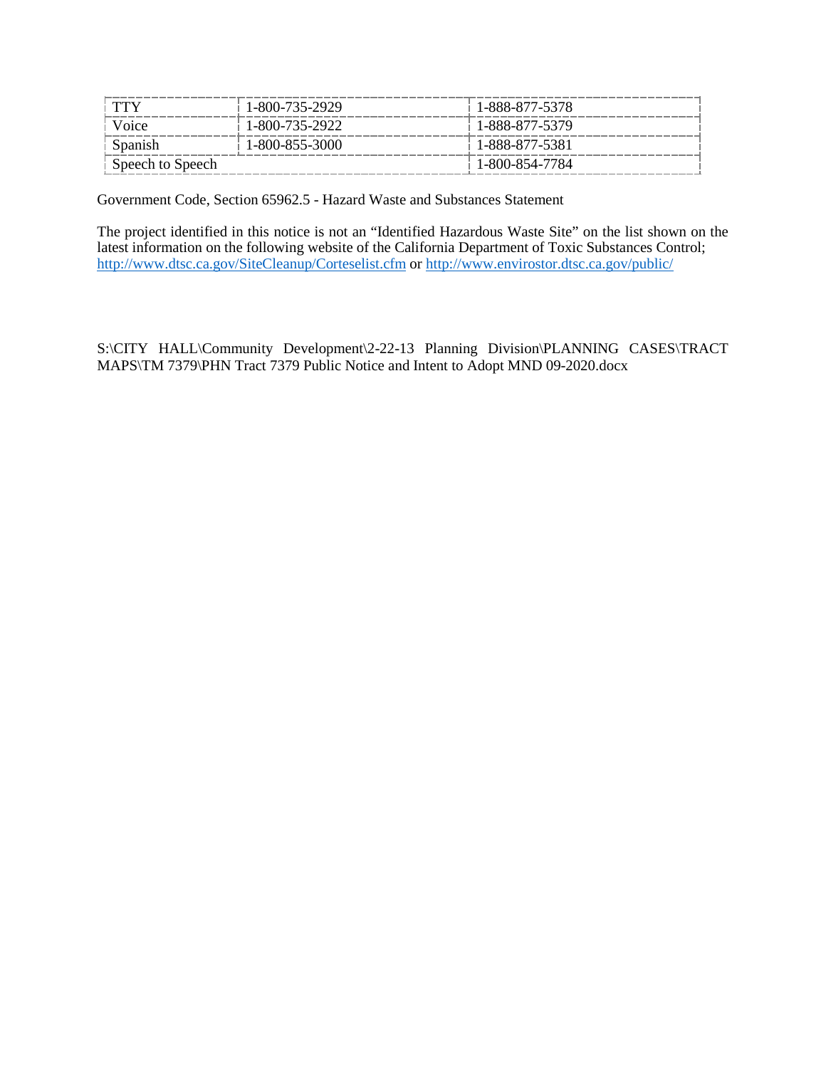| | | |
|---|---|---|
| TTY | 1-800-735-2929 | 1-888-877-5378 |
| Voice | 1-800-735-2922 | 1-888-877-5379 |
| Spanish | 1-800-855-3000 | 1-888-877-5381 |
| Speech to Speech | | 1-800-854-7784 |

Government Code, Section 65962.5 - Hazard Waste and Substances Statement

The project identified in this notice is not an "Identified Hazardous Waste Site" on the list shown on the latest information on the following website of the California Department of Toxic Substances Control; http://www.dtsc.ca.gov/SiteCleanup/Corteselist.cfm or http://www.envirostor.dtsc.ca.gov/public/

S:\CITY HALL\Community Development\2-22-13 Planning Division\PLANNING CASES\TRACT MAPS\TM 7379\PHN Tract 7379 Public Notice and Intent to Adopt MND 09-2020.docx